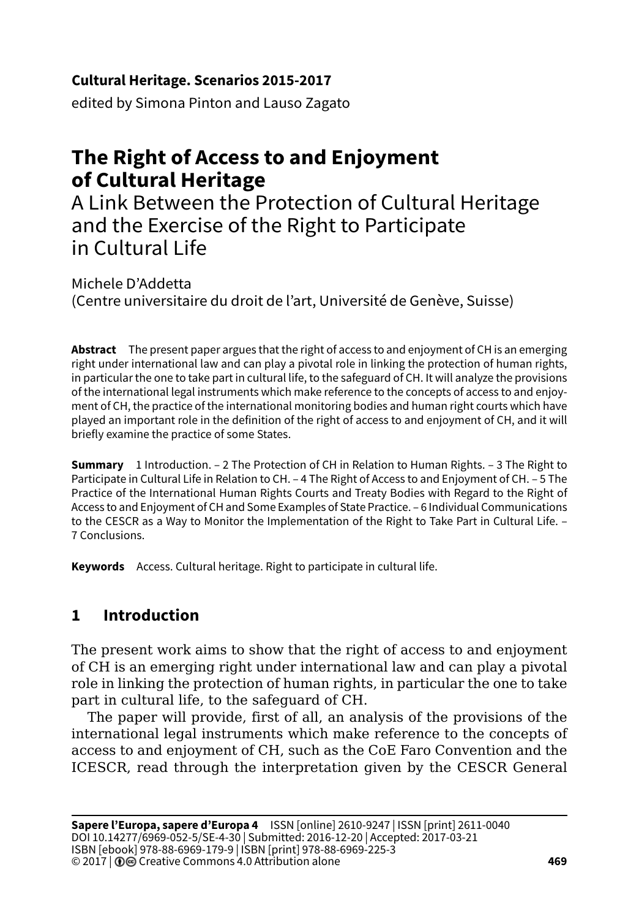**Cultural Heritage. Scenarios 2015-2017**
edited by Simona Pinton and Lauso Zagato

# The Right of Access to and Enjoyment of Cultural Heritage

## A Link Between the Protection of Cultural Heritage and the Exercise of the Right to Participate in Cultural Life

Michele D'Addetta
(Centre universitaire du droit de l'art, Université de Genève, Suisse)

**Abstract** The present paper argues that the right of access to and enjoyment of CH is an emerging right under international law and can play a pivotal role in linking the protection of human rights, in particular the one to take part in cultural life, to the safeguard of CH. It will analyze the provisions of the international legal instruments which make reference to the concepts of access to and enjoyment of CH, the practice of the international monitoring bodies and human right courts which have played an important role in the definition of the right of access to and enjoyment of CH, and it will briefly examine the practice of some States.

**Summary** 1 Introduction. – 2 The Protection of CH in Relation to Human Rights. – 3 The Right to Participate in Cultural Life in Relation to CH. – 4 The Right of Access to and Enjoyment of CH. – 5 The Practice of the International Human Rights Courts and Treaty Bodies with Regard to the Right of Access to and Enjoyment of CH and Some Examples of State Practice. – 6 Individual Communications to the CESCR as a Way to Monitor the Implementation of the Right to Take Part in Cultural Life. – 7 Conclusions.

**Keywords** Access. Cultural heritage. Right to participate in cultural life.

## 1 Introduction

The present work aims to show that the right of access to and enjoyment of CH is an emerging right under international law and can play a pivotal role in linking the protection of human rights, in particular the one to take part in cultural life, to the safeguard of CH.

The paper will provide, first of all, an analysis of the provisions of the international legal instruments which make reference to the concepts of access to and enjoyment of CH, such as the CoE Faro Convention and the ICESCR, read through the interpretation given by the CESCR General

**Sapere l'Europa, sapere d'Europa 4** ISSN [online] 2610-9247 | ISSN [print] 2611-0040
DOI 10.14277/6969-052-5/SE-4-30 | Submitted: 2016-12-20 | Accepted: 2017-03-21
ISBN [ebook] 978-88-6969-179-9 | ISBN [print] 978-88-6969-225-3
© 2017 | Creative Commons 4.0 Attribution alone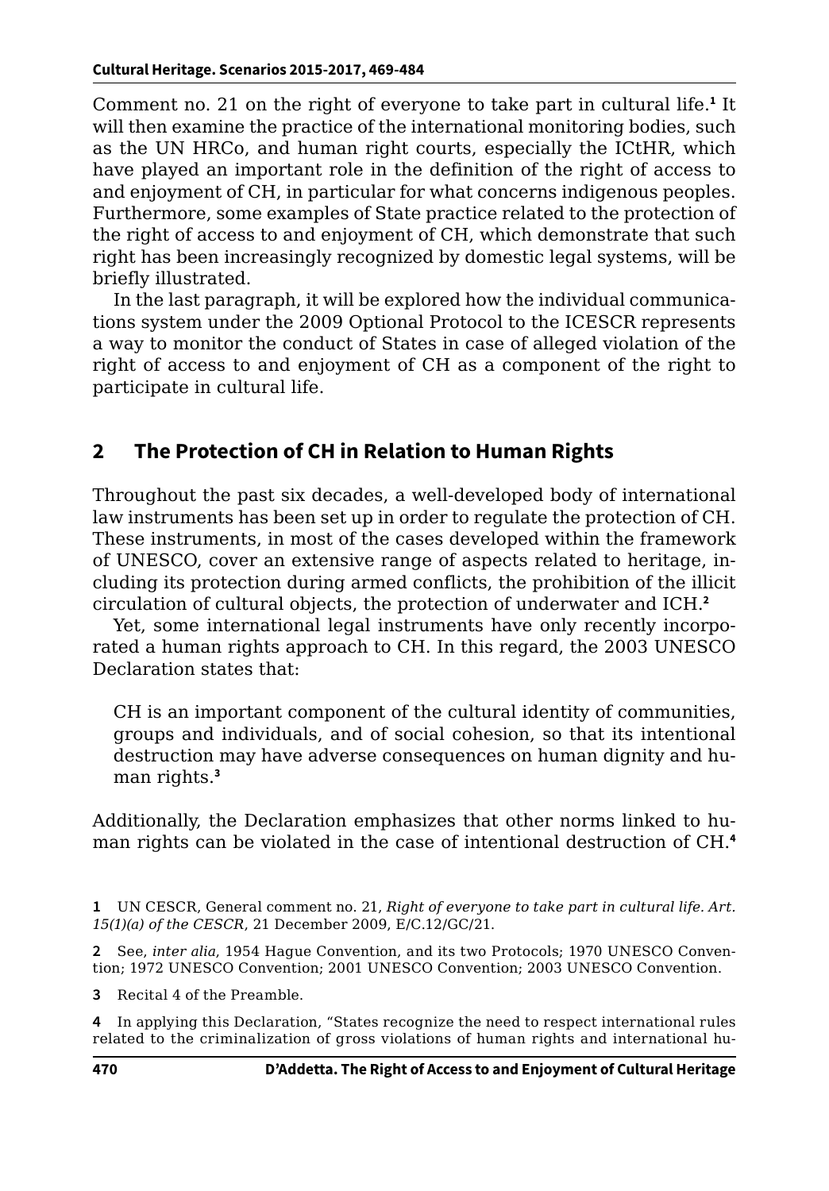Comment no. 21 on the right of everyone to take part in cultural life.[1] It will then examine the practice of the international monitoring bodies, such as the UN HRCo, and human right courts, especially the ICtHR, which have played an important role in the definition of the right of access to and enjoyment of CH, in particular for what concerns indigenous peoples. Furthermore, some examples of State practice related to the protection of the right of access to and enjoyment of CH, which demonstrate that such right has been increasingly recognized by domestic legal systems, will be briefly illustrated.

In the last paragraph, it will be explored how the individual communications system under the 2009 Optional Protocol to the ICESCR represents a way to monitor the conduct of States in case of alleged violation of the right of access to and enjoyment of CH as a component of the right to participate in cultural life.

## 2 The Protection of CH in Relation to Human Rights

Throughout the past six decades, a well-developed body of international law instruments has been set up in order to regulate the protection of CH. These instruments, in most of the cases developed within the framework of UNESCO, cover an extensive range of aspects related to heritage, including its protection during armed conflicts, the prohibition of the illicit circulation of cultural objects, the protection of underwater and ICH.[2]

Yet, some international legal instruments have only recently incorporated a human rights approach to CH. In this regard, the 2003 UNESCO Declaration states that:

> CH is an important component of the cultural identity of communities, groups and individuals, and of social cohesion, so that its intentional destruction may have adverse consequences on human dignity and human rights.[3]

Additionally, the Declaration emphasizes that other norms linked to human rights can be violated in the case of intentional destruction of CH.[4]

---

[1] UN CESCR, General comment no. 21, *Right of everyone to take part in cultural life. Art. 15(1)(a) of the CESCR*, 21 December 2009, E/C.12/GC/21.

[2] See, *inter alia*, 1954 Hague Convention, and its two Protocols; 1970 UNESCO Convention; 1972 UNESCO Convention; 2001 UNESCO Convention; 2003 UNESCO Convention.

[3] Recital 4 of the Preamble.

[4] In applying this Declaration, "States recognize the need to respect international rules related to the criminalization of gross violations of human rights and international hu-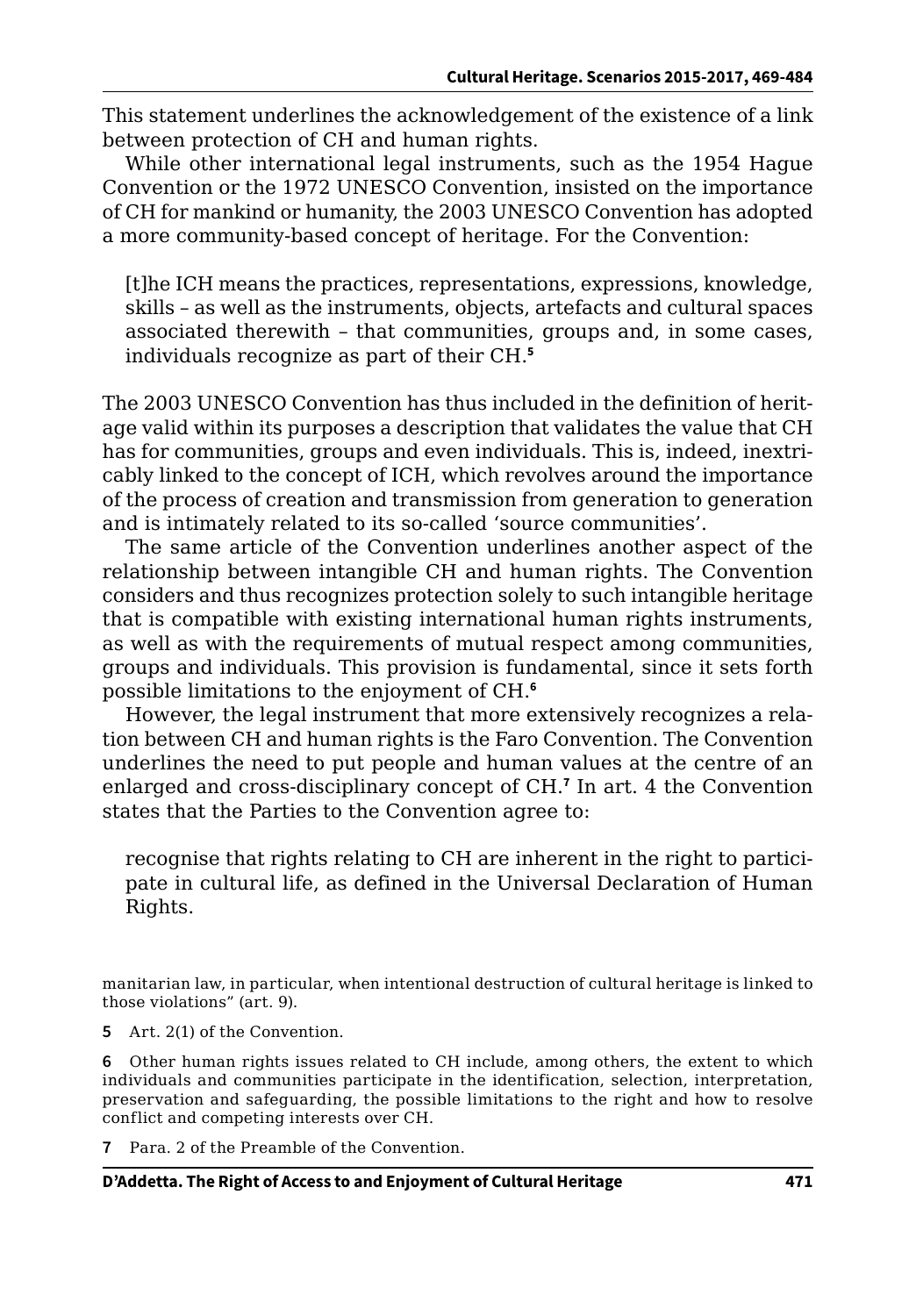This statement underlines the acknowledgement of the existence of a link between protection of CH and human rights.

While other international legal instruments, such as the 1954 Hague Convention or the 1972 UNESCO Convention, insisted on the importance of CH for mankind or humanity, the 2003 UNESCO Convention has adopted a more community-based concept of heritage. For the Convention:

> [t]he ICH means the practices, representations, expressions, knowledge, skills – as well as the instruments, objects, artefacts and cultural spaces associated therewith – that communities, groups and, in some cases, individuals recognize as part of their CH.[5]

The 2003 UNESCO Convention has thus included in the definition of heritage valid within its purposes a description that validates the value that CH has for communities, groups and even individuals. This is, indeed, inextricably linked to the concept of ICH, which revolves around the importance of the process of creation and transmission from generation to generation and is intimately related to its so-called 'source communities'.

The same article of the Convention underlines another aspect of the relationship between intangible CH and human rights. The Convention considers and thus recognizes protection solely to such intangible heritage that is compatible with existing international human rights instruments, as well as with the requirements of mutual respect among communities, groups and individuals. This provision is fundamental, since it sets forth possible limitations to the enjoyment of CH.[6]

However, the legal instrument that more extensively recognizes a relation between CH and human rights is the Faro Convention. The Convention underlines the need to put people and human values at the centre of an enlarged and cross-disciplinary concept of CH.[7] In art. 4 the Convention states that the Parties to the Convention agree to:

> recognise that rights relating to CH are inherent in the right to participate in cultural life, as defined in the Universal Declaration of Human Rights.

manitarian law, in particular, when intentional destruction of cultural heritage is linked to those violations" (art. 9).

5 Art. 2(1) of the Convention.

6 Other human rights issues related to CH include, among others, the extent to which individuals and communities participate in the identification, selection, interpretation, preservation and safeguarding, the possible limitations to the right and how to resolve conflict and competing interests over CH.

7 Para. 2 of the Preamble of the Convention.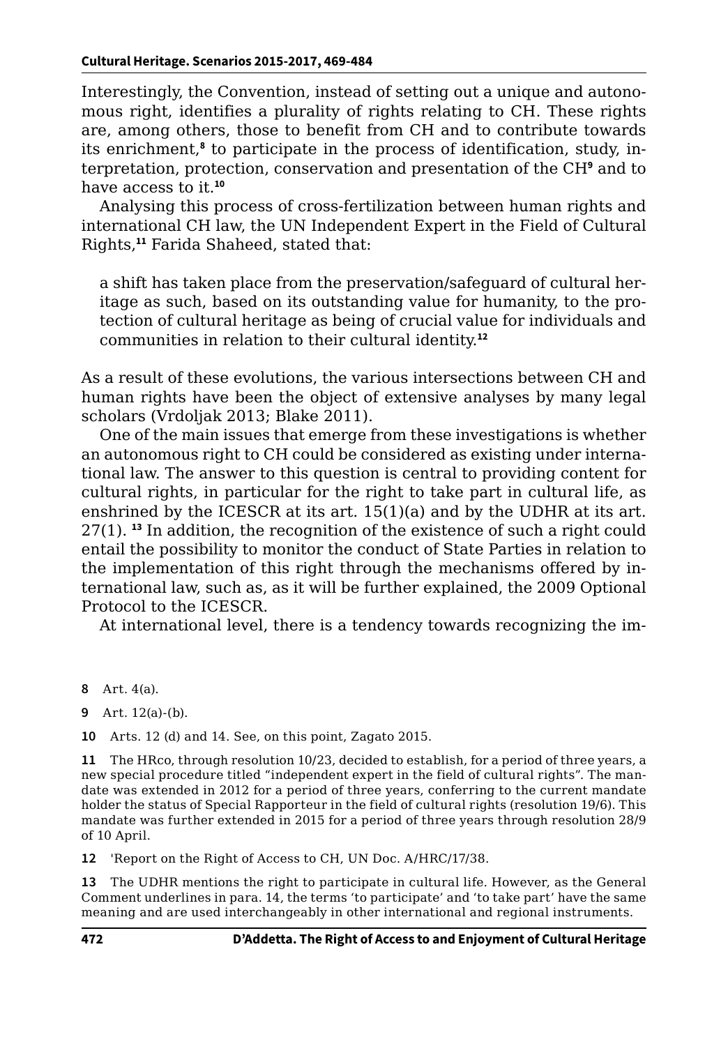Interestingly, the Convention, instead of setting out a unique and autonomous right, identifies a plurality of rights relating to CH. These rights are, among others, those to benefit from CH and to contribute towards its enrichment,[8] to participate in the process of identification, study, interpretation, protection, conservation and presentation of the CH[9] and to have access to it.[10]

Analysing this process of cross-fertilization between human rights and international CH law, the UN Independent Expert in the Field of Cultural Rights,[11] Farida Shaheed, stated that:

> a shift has taken place from the preservation/safeguard of cultural heritage as such, based on its outstanding value for humanity, to the protection of cultural heritage as being of crucial value for individuals and communities in relation to their cultural identity.[12]

As a result of these evolutions, the various intersections between CH and human rights have been the object of extensive analyses by many legal scholars (Vrdoljak 2013; Blake 2011).

One of the main issues that emerge from these investigations is whether an autonomous right to CH could be considered as existing under international law. The answer to this question is central to providing content for cultural rights, in particular for the right to take part in cultural life, as enshrined by the ICESCR at its art. 15(1)(a) and by the UDHR at its art. 27(1). [13] In addition, the recognition of the existence of such a right could entail the possibility to monitor the conduct of State Parties in relation to the implementation of this right through the mechanisms offered by international law, such as, as it will be further explained, the 2009 Optional Protocol to the ICESCR.

At international level, there is a tendency towards recognizing the im-

8 Art. 4(a).

9 Art. 12(a)-(b).

10 Arts. 12 (d) and 14. See, on this point, Zagato 2015.

11 The HRco, through resolution 10/23, decided to establish, for a period of three years, a new special procedure titled "independent expert in the field of cultural rights". The mandate was extended in 2012 for a period of three years, conferring to the current mandate holder the status of Special Rapporteur in the field of cultural rights (resolution 19/6). This mandate was further extended in 2015 for a period of three years through resolution 28/9 of 10 April.

12 'Report on the Right of Access to CH, UN Doc. A/HRC/17/38.

13 The UDHR mentions the right to participate in cultural life. However, as the General Comment underlines in para. 14, the terms 'to participate' and 'to take part' have the same meaning and are used interchangeably in other international and regional instruments.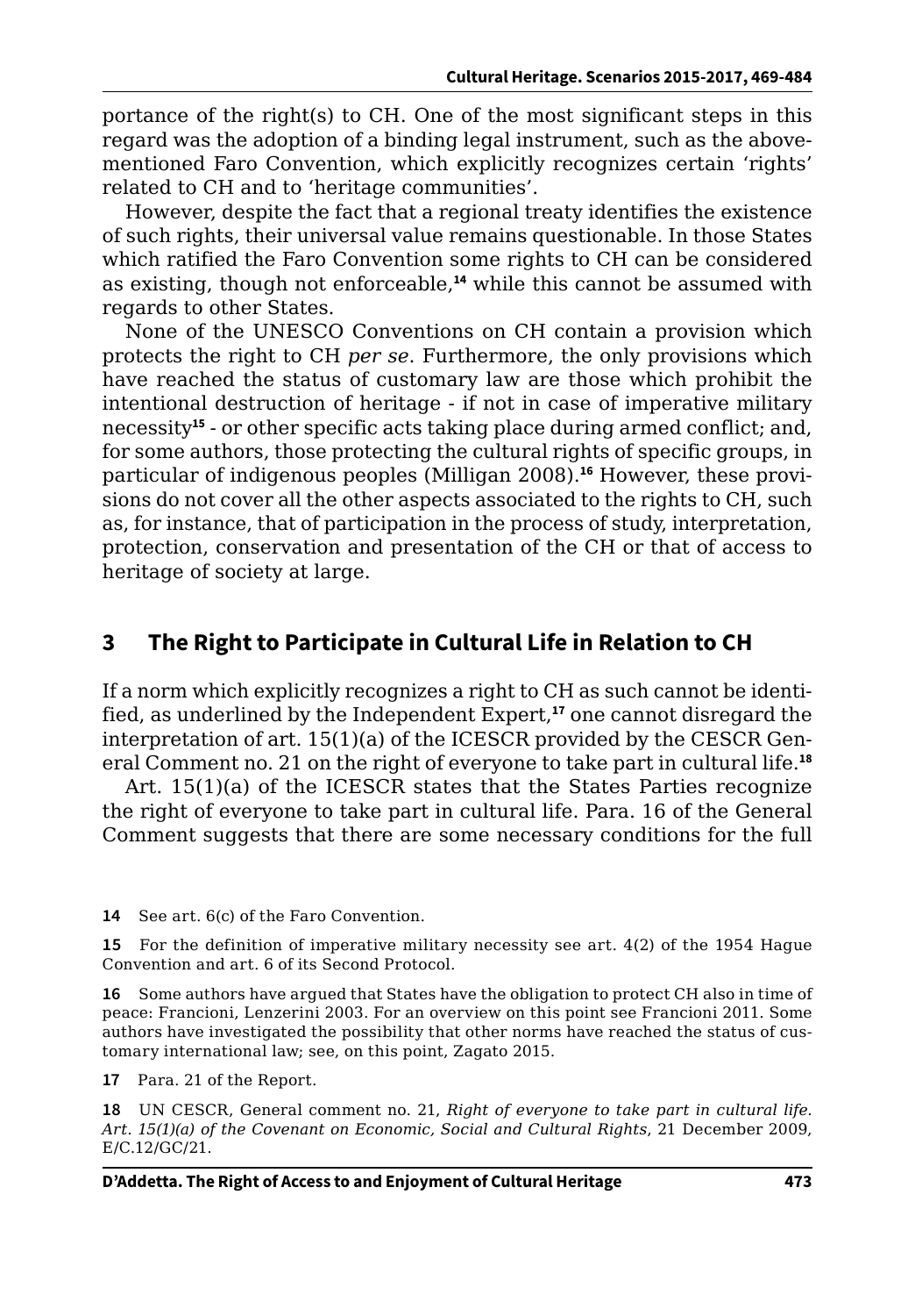portance of the right(s) to CH. One of the most significant steps in this regard was the adoption of a binding legal instrument, such as the above-mentioned Faro Convention, which explicitly recognizes certain 'rights' related to CH and to 'heritage communities'.

However, despite the fact that a regional treaty identifies the existence of such rights, their universal value remains questionable. In those States which ratified the Faro Convention some rights to CH can be considered as existing, though not enforceable,[14] while this cannot be assumed with regards to other States.

None of the UNESCO Conventions on CH contain a provision which protects the right to CH *per se*. Furthermore, the only provisions which have reached the status of customary law are those which prohibit the intentional destruction of heritage - if not in case of imperative military necessity[15] - or other specific acts taking place during armed conflict; and, for some authors, those protecting the cultural rights of specific groups, in particular of indigenous peoples (Milligan 2008).[16] However, these provisions do not cover all the other aspects associated to the rights to CH, such as, for instance, that of participation in the process of study, interpretation, protection, conservation and presentation of the CH or that of access to heritage of society at large.

## 3 The Right to Participate in Cultural Life in Relation to CH

If a norm which explicitly recognizes a right to CH as such cannot be identified, as underlined by the Independent Expert,[17] one cannot disregard the interpretation of art. 15(1)(a) of the ICESCR provided by the CESCR General Comment no. 21 on the right of everyone to take part in cultural life.[18]

Art. 15(1)(a) of the ICESCR states that the States Parties recognize the right of everyone to take part in cultural life. Para. 16 of the General Comment suggests that there are some necessary conditions for the full

---

**14** See art. 6(c) of the Faro Convention.

**15** For the definition of imperative military necessity see art. 4(2) of the 1954 Hague Convention and art. 6 of its Second Protocol.

**16** Some authors have argued that States have the obligation to protect CH also in time of peace: Francioni, Lenzerini 2003. For an overview on this point see Francioni 2011. Some authors have investigated the possibility that other norms have reached the status of customary international law; see, on this point, Zagato 2015.

**17** Para. 21 of the Report.

**18** UN CESCR, General comment no. 21, *Right of everyone to take part in cultural life. Art. 15(1)(a) of the Covenant on Economic, Social and Cultural Rights*, 21 December 2009, E/C.12/GC/21.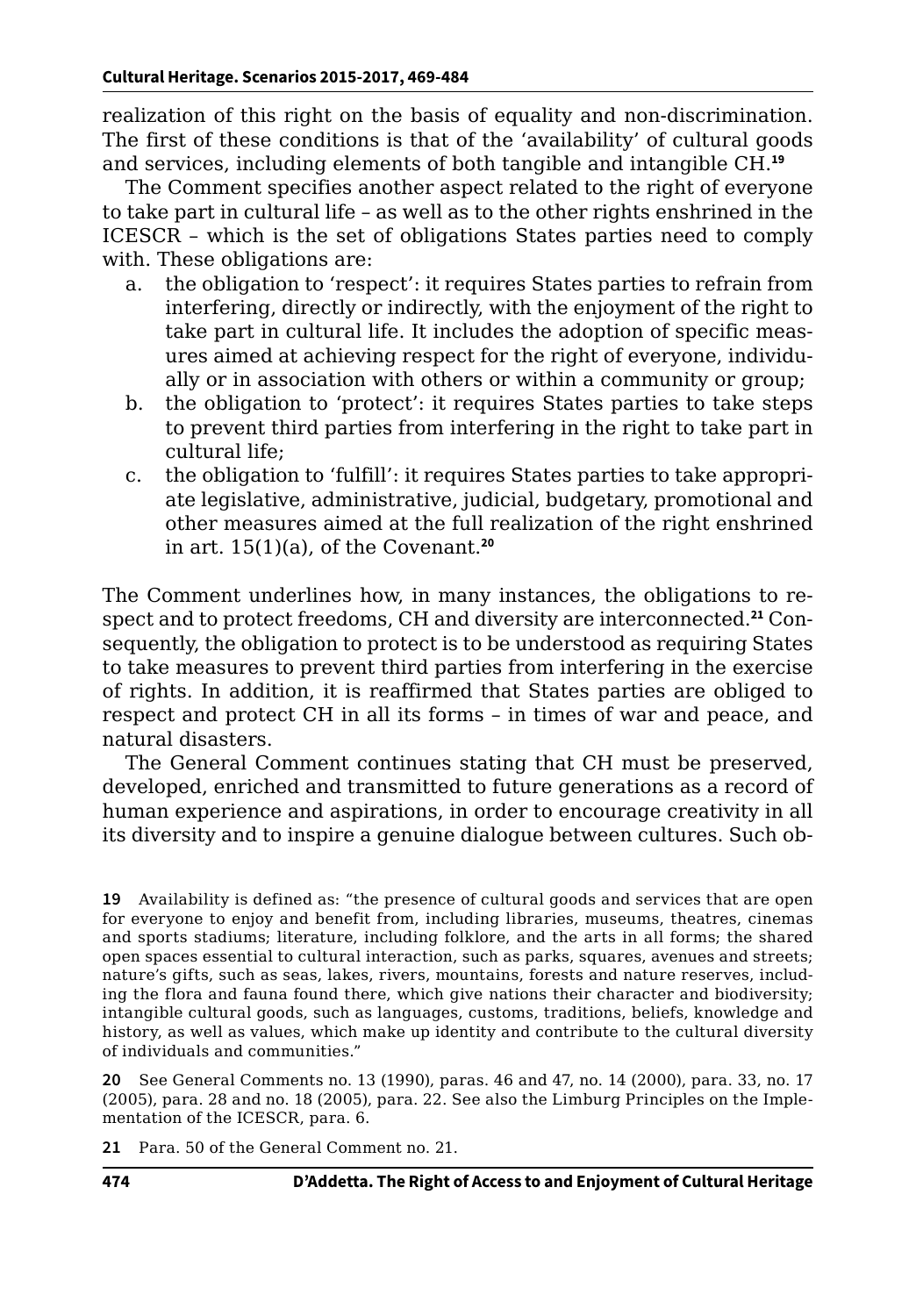realization of this right on the basis of equality and non-discrimination. The first of these conditions is that of the 'availability' of cultural goods and services, including elements of both tangible and intangible CH.[19]

The Comment specifies another aspect related to the right of everyone to take part in cultural life – as well as to the other rights enshrined in the ICESCR – which is the set of obligations States parties need to comply with. These obligations are:

a. the obligation to 'respect': it requires States parties to refrain from interfering, directly or indirectly, with the enjoyment of the right to take part in cultural life. It includes the adoption of specific measures aimed at achieving respect for the right of everyone, individually or in association with others or within a community or group;
b. the obligation to 'protect': it requires States parties to take steps to prevent third parties from interfering in the right to take part in cultural life;
c. the obligation to 'fulfill': it requires States parties to take appropriate legislative, administrative, judicial, budgetary, promotional and other measures aimed at the full realization of the right enshrined in art. 15(1)(a), of the Covenant.[20]

The Comment underlines how, in many instances, the obligations to respect and to protect freedoms, CH and diversity are interconnected.[21] Consequently, the obligation to protect is to be understood as requiring States to take measures to prevent third parties from interfering in the exercise of rights. In addition, it is reaffirmed that States parties are obliged to respect and protect CH in all its forms – in times of war and peace, and natural disasters.

The General Comment continues stating that CH must be preserved, developed, enriched and transmitted to future generations as a record of human experience and aspirations, in order to encourage creativity in all its diversity and to inspire a genuine dialogue between cultures. Such ob-

---

**19** Availability is defined as: "the presence of cultural goods and services that are open for everyone to enjoy and benefit from, including libraries, museums, theatres, cinemas and sports stadiums; literature, including folklore, and the arts in all forms; the shared open spaces essential to cultural interaction, such as parks, squares, avenues and streets; nature's gifts, such as seas, lakes, rivers, mountains, forests and nature reserves, including the flora and fauna found there, which give nations their character and biodiversity; intangible cultural goods, such as languages, customs, traditions, beliefs, knowledge and history, as well as values, which make up identity and contribute to the cultural diversity of individuals and communities."

**20** See General Comments no. 13 (1990), paras. 46 and 47, no. 14 (2000), para. 33, no. 17 (2005), para. 28 and no. 18 (2005), para. 22. See also the Limburg Principles on the Implementation of the ICESCR, para. 6.

**21** Para. 50 of the General Comment no. 21.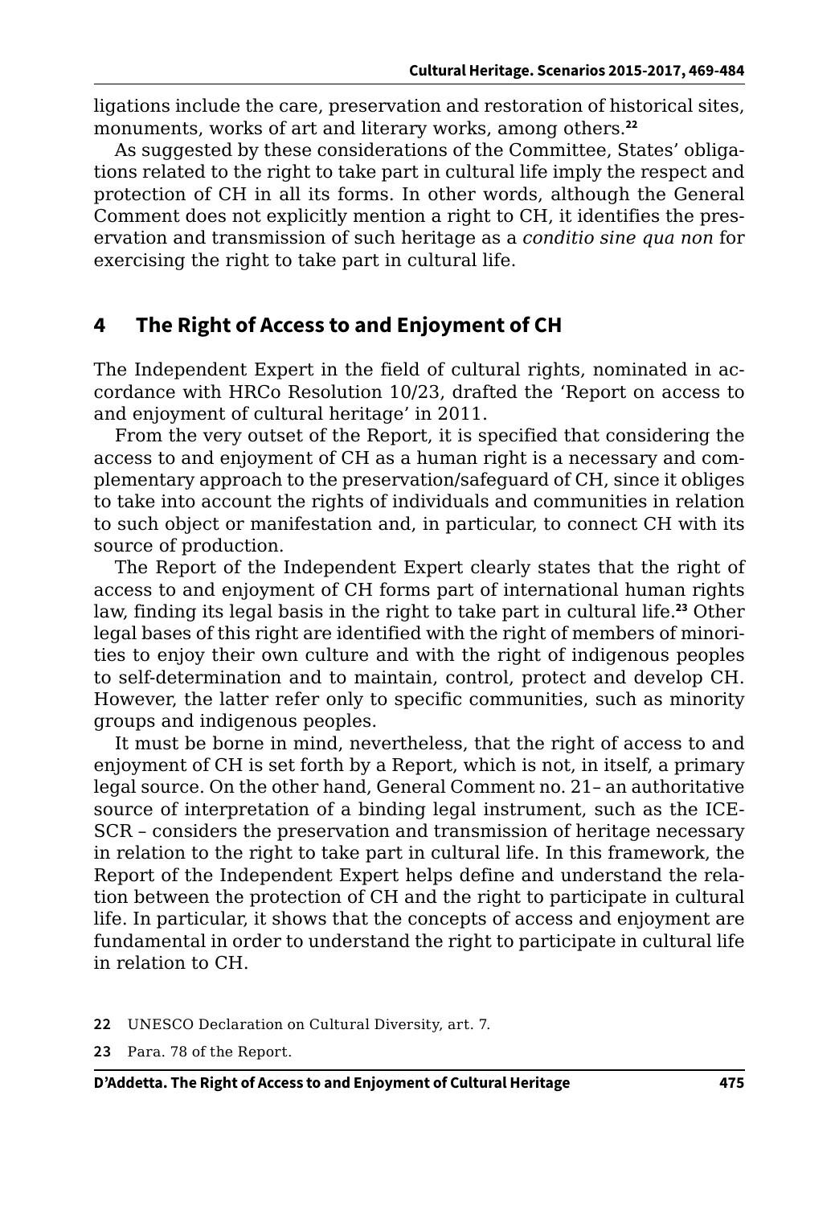ligations include the care, preservation and restoration of historical sites, monuments, works of art and literary works, among others.[22]

As suggested by these considerations of the Committee, States' obligations related to the right to take part in cultural life imply the respect and protection of CH in all its forms. In other words, although the General Comment does not explicitly mention a right to CH, it identifies the preservation and transmission of such heritage as a *conditio sine qua non* for exercising the right to take part in cultural life.

## 4 The Right of Access to and Enjoyment of CH

The Independent Expert in the field of cultural rights, nominated in accordance with HRCo Resolution 10/23, drafted the 'Report on access to and enjoyment of cultural heritage' in 2011.

From the very outset of the Report, it is specified that considering the access to and enjoyment of CH as a human right is a necessary and complementary approach to the preservation/safeguard of CH, since it obliges to take into account the rights of individuals and communities in relation to such object or manifestation and, in particular, to connect CH with its source of production.

The Report of the Independent Expert clearly states that the right of access to and enjoyment of CH forms part of international human rights law, finding its legal basis in the right to take part in cultural life.[23] Other legal bases of this right are identified with the right of members of minorities to enjoy their own culture and with the right of indigenous peoples to self-determination and to maintain, control, protect and develop CH. However, the latter refer only to specific communities, such as minority groups and indigenous peoples.

It must be borne in mind, nevertheless, that the right of access to and enjoyment of CH is set forth by a Report, which is not, in itself, a primary legal source. On the other hand, General Comment no. 21– an authoritative source of interpretation of a binding legal instrument, such as the ICESCR – considers the preservation and transmission of heritage necessary in relation to the right to take part in cultural life. In this framework, the Report of the Independent Expert helps define and understand the relation between the protection of CH and the right to participate in cultural life. In particular, it shows that the concepts of access and enjoyment are fundamental in order to understand the right to participate in cultural life in relation to CH.

22 UNESCO Declaration on Cultural Diversity, art. 7.

23 Para. 78 of the Report.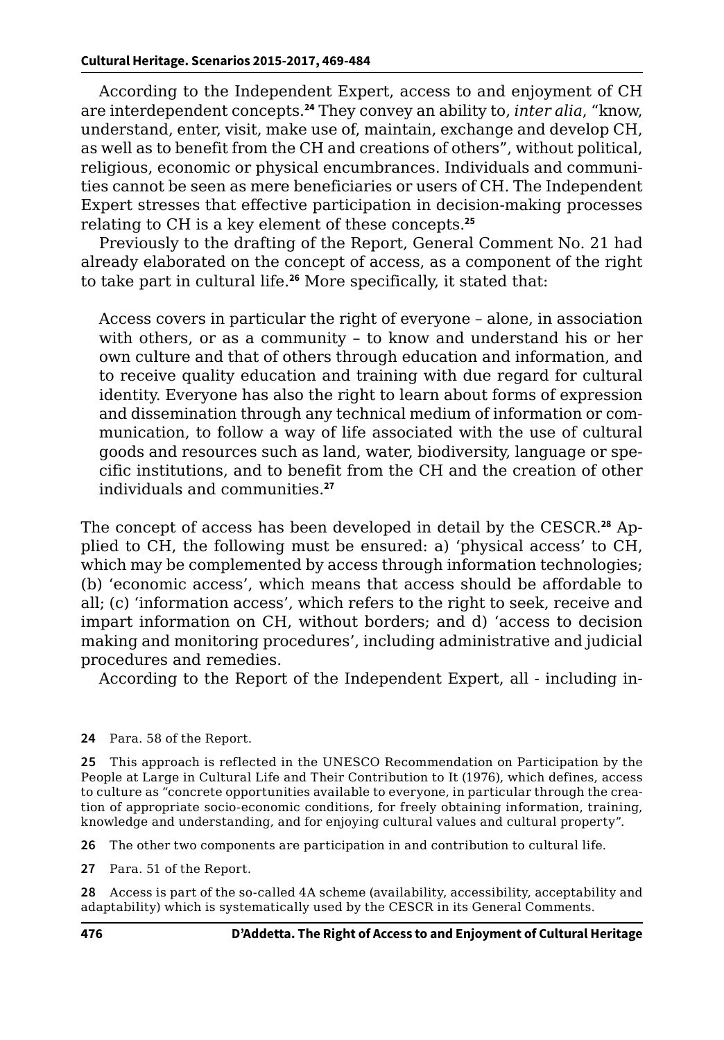According to the Independent Expert, access to and enjoyment of CH are interdependent concepts.[24] They convey an ability to, *inter alia*, "know, understand, enter, visit, make use of, maintain, exchange and develop CH, as well as to benefit from the CH and creations of others", without political, religious, economic or physical encumbrances. Individuals and communities cannot be seen as mere beneficiaries or users of CH. The Independent Expert stresses that effective participation in decision-making processes relating to CH is a key element of these concepts.[25]

Previously to the drafting of the Report, General Comment No. 21 had already elaborated on the concept of access, as a component of the right to take part in cultural life.[26] More specifically, it stated that:

> Access covers in particular the right of everyone – alone, in association with others, or as a community – to know and understand his or her own culture and that of others through education and information, and to receive quality education and training with due regard for cultural identity. Everyone has also the right to learn about forms of expression and dissemination through any technical medium of information or communication, to follow a way of life associated with the use of cultural goods and resources such as land, water, biodiversity, language or specific institutions, and to benefit from the CH and the creation of other individuals and communities.[27]

The concept of access has been developed in detail by the CESCR.[28] Applied to CH, the following must be ensured: a) 'physical access' to CH, which may be complemented by access through information technologies; (b) 'economic access', which means that access should be affordable to all; (c) 'information access', which refers to the right to seek, receive and impart information on CH, without borders; and d) 'access to decision making and monitoring procedures', including administrative and judicial procedures and remedies.

According to the Report of the Independent Expert, all - including in-

---

24 Para. 58 of the Report.

25 This approach is reflected in the UNESCO Recommendation on Participation by the People at Large in Cultural Life and Their Contribution to It (1976), which defines, access to culture as "concrete opportunities available to everyone, in particular through the creation of appropriate socio-economic conditions, for freely obtaining information, training, knowledge and understanding, and for enjoying cultural values and cultural property".

26 The other two components are participation in and contribution to cultural life.

27 Para. 51 of the Report.

28 Access is part of the so-called 4A scheme (availability, accessibility, acceptability and adaptability) which is systematically used by the CESCR in its General Comments.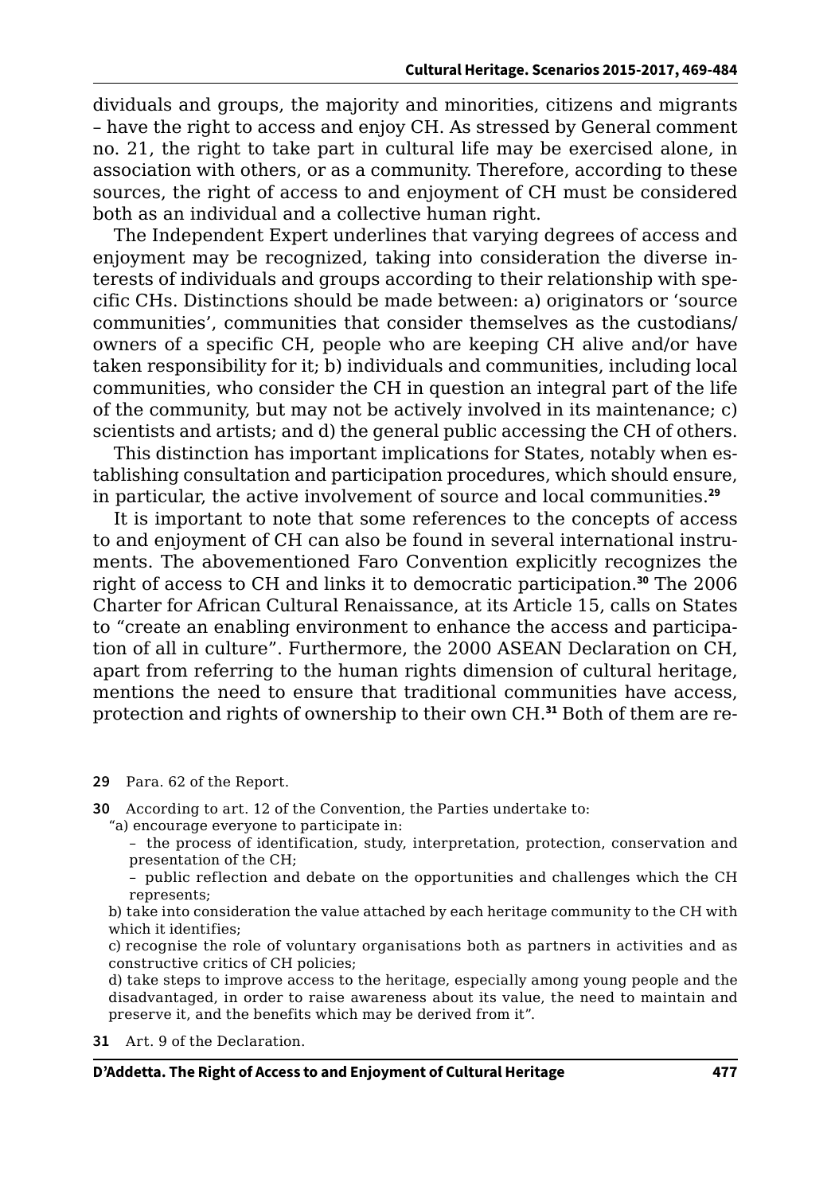dividuals and groups, the majority and minorities, citizens and migrants – have the right to access and enjoy CH. As stressed by General comment no. 21, the right to take part in cultural life may be exercised alone, in association with others, or as a community. Therefore, according to these sources, the right of access to and enjoyment of CH must be considered both as an individual and a collective human right.

The Independent Expert underlines that varying degrees of access and enjoyment may be recognized, taking into consideration the diverse interests of individuals and groups according to their relationship with specific CHs. Distinctions should be made between: a) originators or 'source communities', communities that consider themselves as the custodians/owners of a specific CH, people who are keeping CH alive and/or have taken responsibility for it; b) individuals and communities, including local communities, who consider the CH in question an integral part of the life of the community, but may not be actively involved in its maintenance; c) scientists and artists; and d) the general public accessing the CH of others.

This distinction has important implications for States, notably when establishing consultation and participation procedures, which should ensure, in particular, the active involvement of source and local communities.[29]

It is important to note that some references to the concepts of access to and enjoyment of CH can also be found in several international instruments. The abovementioned Faro Convention explicitly recognizes the right of access to CH and links it to democratic participation.[30] The 2006 Charter for African Cultural Renaissance, at its Article 15, calls on States to "create an enabling environment to enhance the access and participation of all in culture". Furthermore, the 2000 ASEAN Declaration on CH, apart from referring to the human rights dimension of cultural heritage, mentions the need to ensure that traditional communities have access, protection and rights of ownership to their own CH.[31] Both of them are re-

---

**29** Para. 62 of the Report.

**30** According to art. 12 of the Convention, the Parties undertake to:

"a) encourage everyone to participate in:

– the process of identification, study, interpretation, protection, conservation and presentation of the CH;

– public reflection and debate on the opportunities and challenges which the CH represents;

b) take into consideration the value attached by each heritage community to the CH with which it identifies;

c) recognise the role of voluntary organisations both as partners in activities and as constructive critics of CH policies;

d) take steps to improve access to the heritage, especially among young people and the disadvantaged, in order to raise awareness about its value, the need to maintain and preserve it, and the benefits which may be derived from it".

**31** Art. 9 of the Declaration.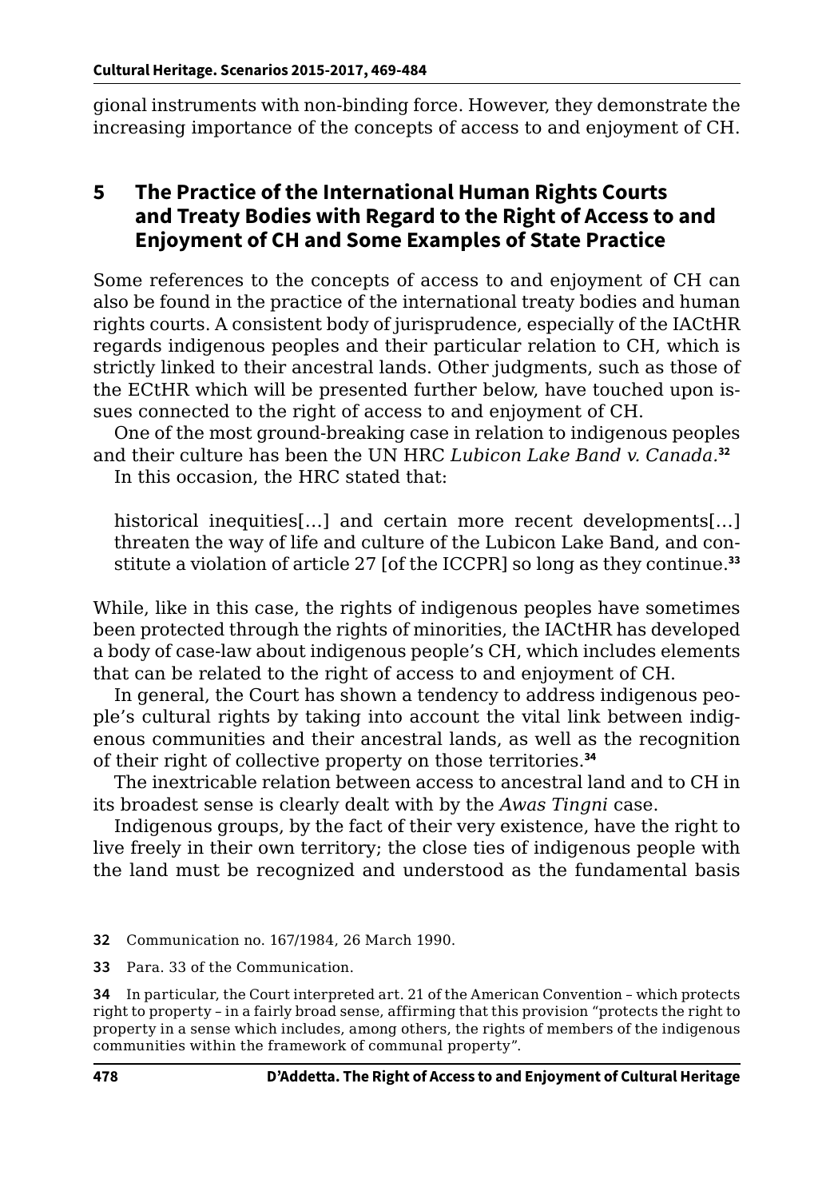gional instruments with non-binding force. However, they demonstrate the increasing importance of the concepts of access to and enjoyment of CH.

## 5 The Practice of the International Human Rights Courts and Treaty Bodies with Regard to the Right of Access to and Enjoyment of CH and Some Examples of State Practice

Some references to the concepts of access to and enjoyment of CH can also be found in the practice of the international treaty bodies and human rights courts. A consistent body of jurisprudence, especially of the IACtHR regards indigenous peoples and their particular relation to CH, which is strictly linked to their ancestral lands. Other judgments, such as those of the ECtHR which will be presented further below, have touched upon issues connected to the right of access to and enjoyment of CH.

One of the most ground-breaking case in relation to indigenous peoples and their culture has been the UN HRC *Lubicon Lake Band v. Canada*.[32]

In this occasion, the HRC stated that:

> historical inequities[…] and certain more recent developments[…] threaten the way of life and culture of the Lubicon Lake Band, and constitute a violation of article 27 [of the ICCPR] so long as they continue.[33]

While, like in this case, the rights of indigenous peoples have sometimes been protected through the rights of minorities, the IACtHR has developed a body of case-law about indigenous people's CH, which includes elements that can be related to the right of access to and enjoyment of CH.

In general, the Court has shown a tendency to address indigenous people's cultural rights by taking into account the vital link between indigenous communities and their ancestral lands, as well as the recognition of their right of collective property on those territories.[34]

The inextricable relation between access to ancestral land and to CH in its broadest sense is clearly dealt with by the *Awas Tingni* case.

Indigenous groups, by the fact of their very existence, have the right to live freely in their own territory; the close ties of indigenous people with the land must be recognized and understood as the fundamental basis

---

32 Communication no. 167/1984, 26 March 1990.

33 Para. 33 of the Communication.

34 In particular, the Court interpreted art. 21 of the American Convention – which protects right to property – in a fairly broad sense, affirming that this provision "protects the right to property in a sense which includes, among others, the rights of members of the indigenous communities within the framework of communal property".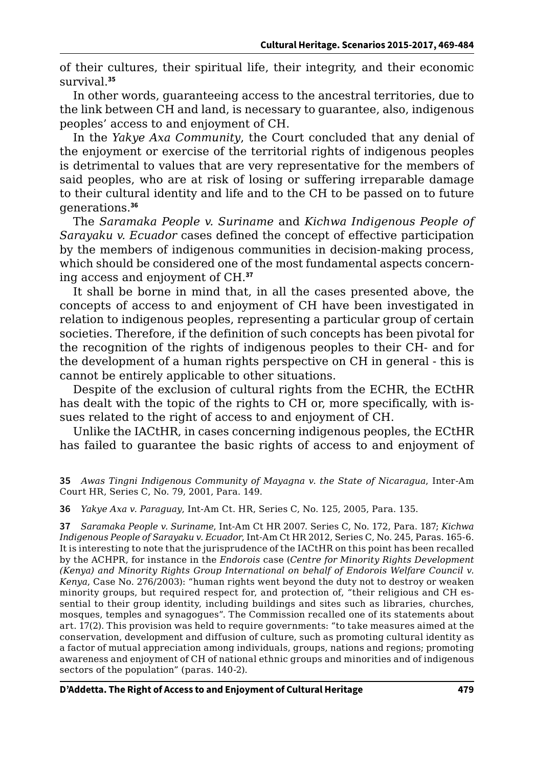of their cultures, their spiritual life, their integrity, and their economic survival.[35]

In other words, guaranteeing access to the ancestral territories, due to the link between CH and land, is necessary to guarantee, also, indigenous peoples' access to and enjoyment of CH.

In the *Yakye Axa Community*, the Court concluded that any denial of the enjoyment or exercise of the territorial rights of indigenous peoples is detrimental to values that are very representative for the members of said peoples, who are at risk of losing or suffering irreparable damage to their cultural identity and life and to the CH to be passed on to future generations.[36]

The *Saramaka People v. Suriname* and *Kichwa Indigenous People of Sarayaku v. Ecuador* cases defined the concept of effective participation by the members of indigenous communities in decision-making process, which should be considered one of the most fundamental aspects concerning access and enjoyment of CH.[37]

It shall be borne in mind that, in all the cases presented above, the concepts of access to and enjoyment of CH have been investigated in relation to indigenous peoples, representing a particular group of certain societies. Therefore, if the definition of such concepts has been pivotal for the recognition of the rights of indigenous peoples to their CH- and for the development of a human rights perspective on CH in general - this is cannot be entirely applicable to other situations.

Despite of the exclusion of cultural rights from the ECHR, the ECtHR has dealt with the topic of the rights to CH or, more specifically, with issues related to the right of access to and enjoyment of CH.

Unlike the IACtHR, in cases concerning indigenous peoples, the ECtHR has failed to guarantee the basic rights of access to and enjoyment of

---

**35** *Awas Tingni Indigenous Community of Mayagna v. the State of Nicaragua*, Inter-Am Court HR, Series C, No. 79, 2001, Para. 149.

**36** *Yakye Axa v. Paraguay*, Int-Am Ct. HR, Series C, No. 125, 2005, Para. 135.

**37** *Saramaka People v. Suriname*, Int-Am Ct HR 2007. Series C, No. 172, Para. 187; *Kichwa Indigenous People of Sarayaku v. Ecuador*, Int-Am Ct HR 2012, Series C, No. 245, Paras. 165-6. It is interesting to note that the jurisprudence of the IACtHR on this point has been recalled by the ACHPR, for instance in the *Endorois* case (*Centre for Minority Rights Development (Kenya) and Minority Rights Group International on behalf of Endorois Welfare Council v. Kenya*, Case No. 276/2003): "human rights went beyond the duty not to destroy or weaken minority groups, but required respect for, and protection of, "their religious and CH essential to their group identity, including buildings and sites such as libraries, churches, mosques, temples and synagogues". The Commission recalled one of its statements about art. 17(2). This provision was held to require governments: "to take measures aimed at the conservation, development and diffusion of culture, such as promoting cultural identity as a factor of mutual appreciation among individuals, groups, nations and regions; promoting awareness and enjoyment of CH of national ethnic groups and minorities and of indigenous sectors of the population" (paras. 140-2).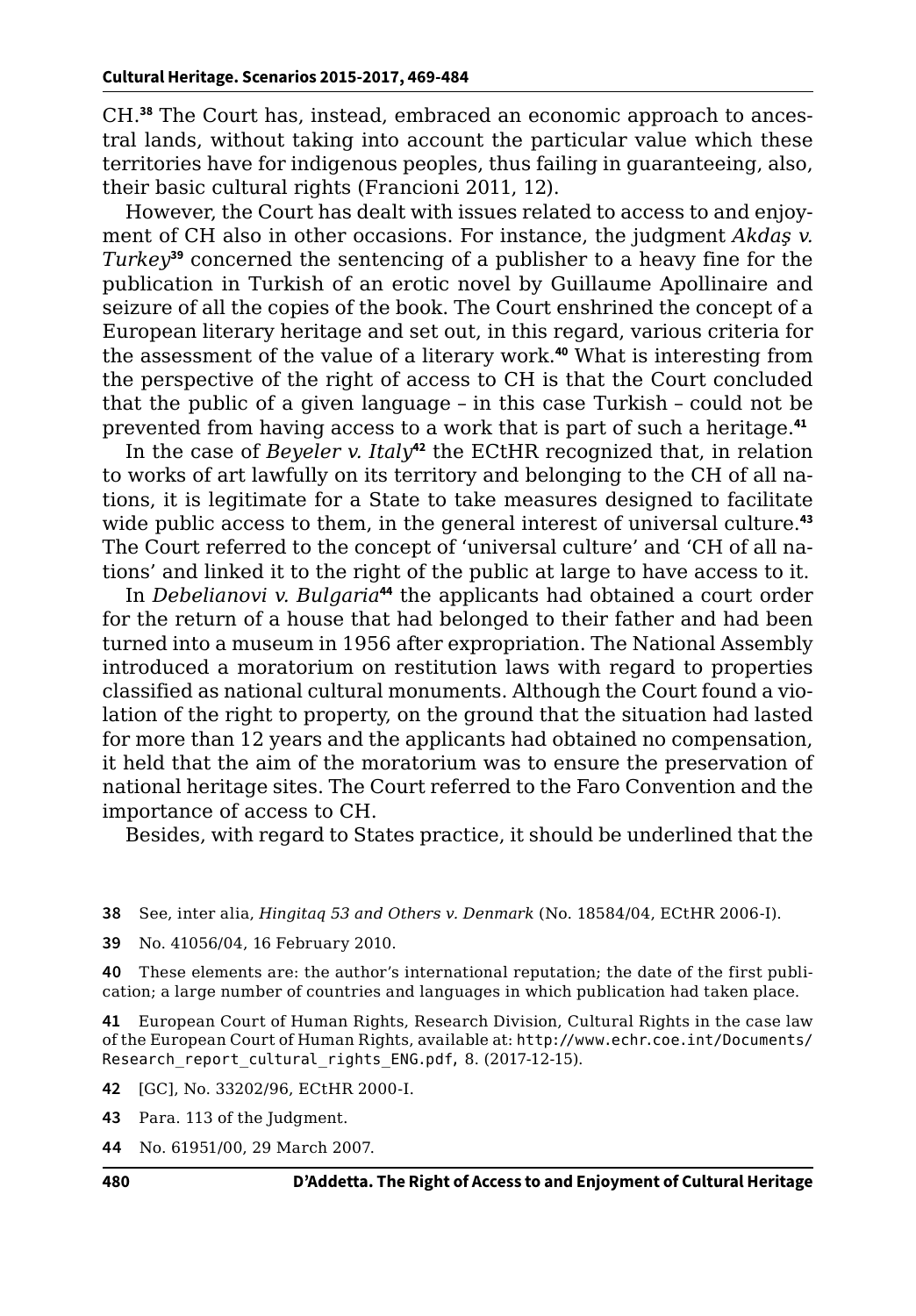CH.[38] The Court has, instead, embraced an economic approach to ancestral lands, without taking into account the particular value which these territories have for indigenous peoples, thus failing in guaranteeing, also, their basic cultural rights (Francioni 2011, 12).

However, the Court has dealt with issues related to access to and enjoyment of CH also in other occasions. For instance, the judgment *Akdaş v. Turkey*[39] concerned the sentencing of a publisher to a heavy fine for the publication in Turkish of an erotic novel by Guillaume Apollinaire and seizure of all the copies of the book. The Court enshrined the concept of a European literary heritage and set out, in this regard, various criteria for the assessment of the value of a literary work.[40] What is interesting from the perspective of the right of access to CH is that the Court concluded that the public of a given language – in this case Turkish – could not be prevented from having access to a work that is part of such a heritage.[41]

In the case of *Beyeler v. Italy*[42] the ECtHR recognized that, in relation to works of art lawfully on its territory and belonging to the CH of all nations, it is legitimate for a State to take measures designed to facilitate wide public access to them, in the general interest of universal culture.[43] The Court referred to the concept of 'universal culture' and 'CH of all nations' and linked it to the right of the public at large to have access to it.

In *Debelianovi v. Bulgaria*[44] the applicants had obtained a court order for the return of a house that had belonged to their father and had been turned into a museum in 1956 after expropriation. The National Assembly introduced a moratorium on restitution laws with regard to properties classified as national cultural monuments. Although the Court found a violation of the right to property, on the ground that the situation had lasted for more than 12 years and the applicants had obtained no compensation, it held that the aim of the moratorium was to ensure the preservation of national heritage sites. The Court referred to the Faro Convention and the importance of access to CH.

Besides, with regard to States practice, it should be underlined that the

---

**38** See, inter alia, *Hingitaq 53 and Others v. Denmark* (No. 18584/04, ECtHR 2006-I).

**39** No. 41056/04, 16 February 2010.

**40** These elements are: the author's international reputation; the date of the first publication; a large number of countries and languages in which publication had taken place.

**41** European Court of Human Rights, Research Division, Cultural Rights in the case law of the European Court of Human Rights, available at: http://www.echr.coe.int/Documents/Research_report_cultural_rights_ENG.pdf, 8. (2017-12-15).

**42** [GC], No. 33202/96, ECtHR 2000-I.

**43** Para. 113 of the Judgment.

**44** No. 61951/00, 29 March 2007.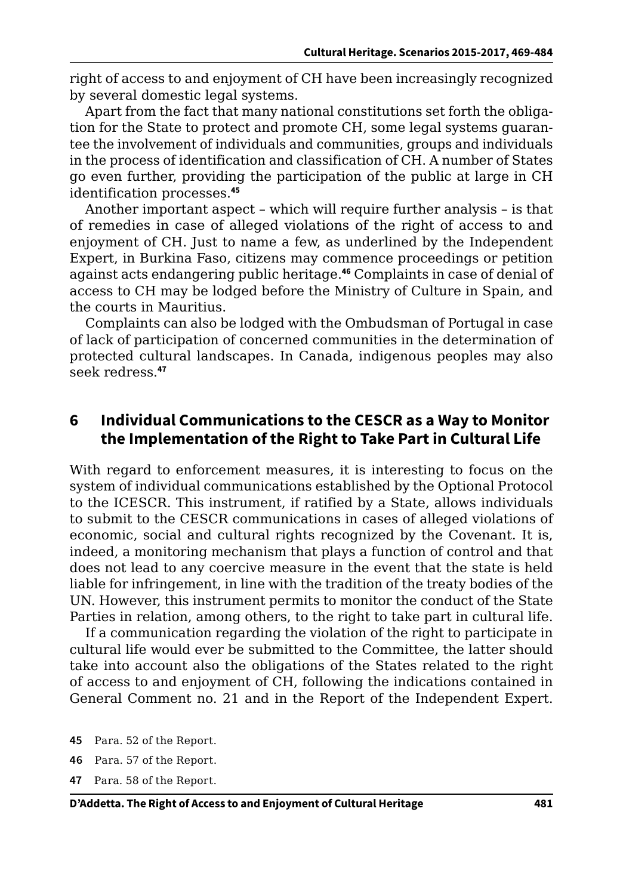right of access to and enjoyment of CH have been increasingly recognized by several domestic legal systems.

Apart from the fact that many national constitutions set forth the obligation for the State to protect and promote CH, some legal systems guarantee the involvement of individuals and communities, groups and individuals in the process of identification and classification of CH. A number of States go even further, providing the participation of the public at large in CH identification processes.[45]

Another important aspect – which will require further analysis – is that of remedies in case of alleged violations of the right of access to and enjoyment of CH. Just to name a few, as underlined by the Independent Expert, in Burkina Faso, citizens may commence proceedings or petition against acts endangering public heritage.[46] Complaints in case of denial of access to CH may be lodged before the Ministry of Culture in Spain, and the courts in Mauritius.

Complaints can also be lodged with the Ombudsman of Portugal in case of lack of participation of concerned communities in the determination of protected cultural landscapes. In Canada, indigenous peoples may also seek redress.[47]

## 6 Individual Communications to the CESCR as a Way to Monitor the Implementation of the Right to Take Part in Cultural Life

With regard to enforcement measures, it is interesting to focus on the system of individual communications established by the Optional Protocol to the ICESCR. This instrument, if ratified by a State, allows individuals to submit to the CESCR communications in cases of alleged violations of economic, social and cultural rights recognized by the Covenant. It is, indeed, a monitoring mechanism that plays a function of control and that does not lead to any coercive measure in the event that the state is held liable for infringement, in line with the tradition of the treaty bodies of the UN. However, this instrument permits to monitor the conduct of the State Parties in relation, among others, to the right to take part in cultural life.

If a communication regarding the violation of the right to participate in cultural life would ever be submitted to the Committee, the latter should take into account also the obligations of the States related to the right of access to and enjoyment of CH, following the indications contained in General Comment no. 21 and in the Report of the Independent Expert.

45 Para. 52 of the Report.

46 Para. 57 of the Report.

47 Para. 58 of the Report.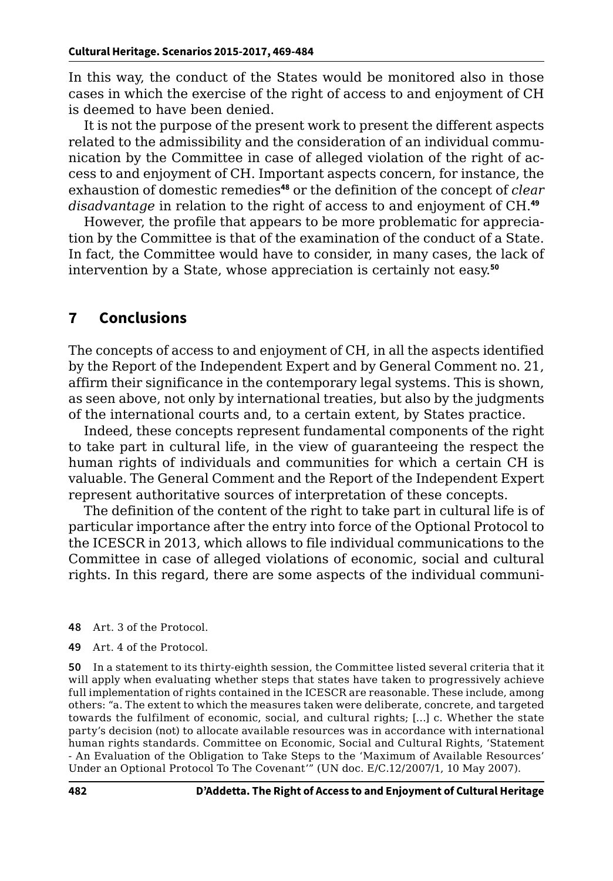In this way, the conduct of the States would be monitored also in those cases in which the exercise of the right of access to and enjoyment of CH is deemed to have been denied.

It is not the purpose of the present work to present the different aspects related to the admissibility and the consideration of an individual communication by the Committee in case of alleged violation of the right of access to and enjoyment of CH. Important aspects concern, for instance, the exhaustion of domestic remedies[48] or the definition of the concept of *clear disadvantage* in relation to the right of access to and enjoyment of CH.[49]

However, the profile that appears to be more problematic for appreciation by the Committee is that of the examination of the conduct of a State. In fact, the Committee would have to consider, in many cases, the lack of intervention by a State, whose appreciation is certainly not easy.[50]

## 7 Conclusions

The concepts of access to and enjoyment of CH, in all the aspects identified by the Report of the Independent Expert and by General Comment no. 21, affirm their significance in the contemporary legal systems. This is shown, as seen above, not only by international treaties, but also by the judgments of the international courts and, to a certain extent, by States practice.

Indeed, these concepts represent fundamental components of the right to take part in cultural life, in the view of guaranteeing the respect the human rights of individuals and communities for which a certain CH is valuable. The General Comment and the Report of the Independent Expert represent authoritative sources of interpretation of these concepts.

The definition of the content of the right to take part in cultural life is of particular importance after the entry into force of the Optional Protocol to the ICESCR in 2013, which allows to file individual communications to the Committee in case of alleged violations of economic, social and cultural rights. In this regard, there are some aspects of the individual communi-

48 Art. 3 of the Protocol.

49 Art. 4 of the Protocol.

50 In a statement to its thirty-eighth session, the Committee listed several criteria that it will apply when evaluating whether steps that states have taken to progressively achieve full implementation of rights contained in the ICESCR are reasonable. These include, among others: "a. The extent to which the measures taken were deliberate, concrete, and targeted towards the fulfilment of economic, social, and cultural rights; [...] c. Whether the state party's decision (not) to allocate available resources was in accordance with international human rights standards. Committee on Economic, Social and Cultural Rights, 'Statement - An Evaluation of the Obligation to Take Steps to the 'Maximum of Available Resources' Under an Optional Protocol To The Covenant'" (UN doc. E/C.12/2007/1, 10 May 2007).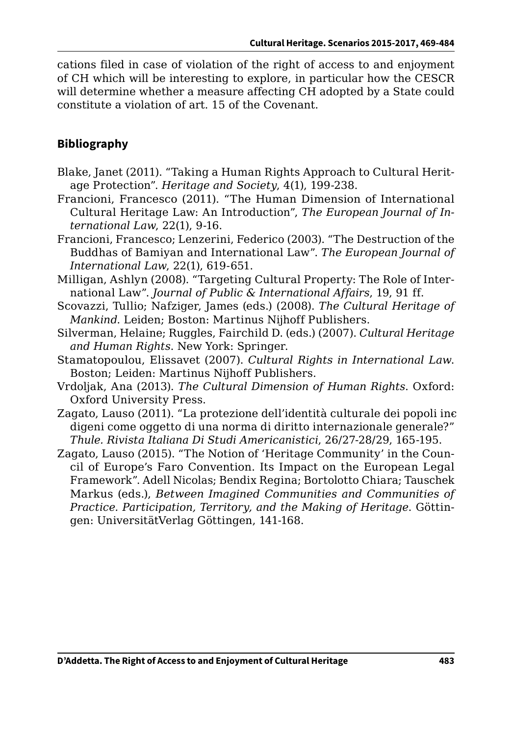cations filed in case of violation of the right of access to and enjoyment of CH which will be interesting to explore, in particular how the CESCR will determine whether a measure affecting CH adopted by a State could constitute a violation of art. 15 of the Covenant.

## Bibliography

Blake, Janet (2011). "Taking a Human Rights Approach to Cultural Heritage Protection". *Heritage and Society*, 4(1), 199-238.

Francioni, Francesco (2011). "The Human Dimension of International Cultural Heritage Law: An Introduction", *The European Journal of International Law*, 22(1), 9-16.

Francioni, Francesco; Lenzerini, Federico (2003). "The Destruction of the Buddhas of Bamiyan and International Law". *The European Journal of International Law*, 22(1), 619-651.

Milligan, Ashlyn (2008). "Targeting Cultural Property: The Role of International Law". *Journal of Public & International Affairs*, 19, 91 ff.

Scovazzi, Tullio; Nafziger, James (eds.) (2008). *The Cultural Heritage of Mankind*. Leiden; Boston: Martinus Nijhoff Publishers.

Silverman, Helaine; Ruggles, Fairchild D. (eds.) (2007). *Cultural Heritage and Human Rights*. New York: Springer.

Stamatopoulou, Elissavet (2007). *Cultural Rights in International Law*. Boston; Leiden: Martinus Nijhoff Publishers.

Vrdoljak, Ana (2013). *The Cultural Dimension of Human Rights*. Oxford: Oxford University Press.

Zagato, Lauso (2011). "La protezione dell'identità culturale dei popoli indigeni come oggetto di una norma di diritto internazionale generale?" *Thule. Rivista Italiana Di Studi Americanistici*, 26/27-28/29, 165-195.

Zagato, Lauso (2015). "The Notion of 'Heritage Community' in the Council of Europe's Faro Convention. Its Impact on the European Legal Framework". Adell Nicolas; Bendix Regina; Bortolotto Chiara; Tauschek Markus (eds.), *Between Imagined Communities and Communities of Practice. Participation, Territory, and the Making of Heritage*. Göttingen: UniversitätVerlag Göttingen, 141-168.